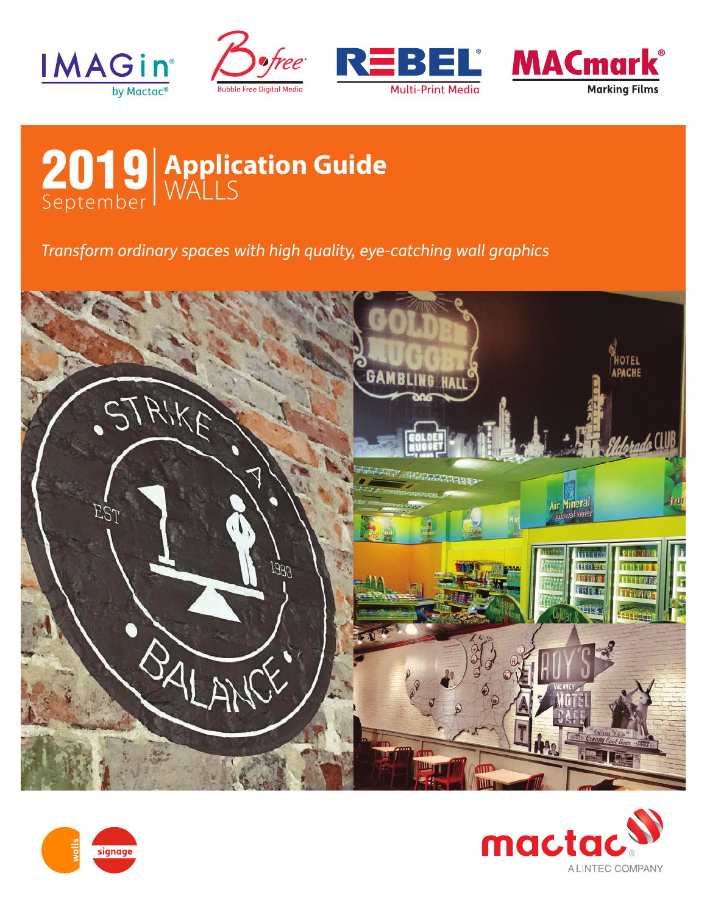IMAGin® by Mactac® | B-free Bubble Free Digital Media | REBEL® Multi-Print Media | MACmark® Marking Films

# 2019 September | Application Guide WALLS

*Transform ordinary spaces with high quality, eye-catching wall graphics*

walls | signage

mactac® A LINTEC COMPANY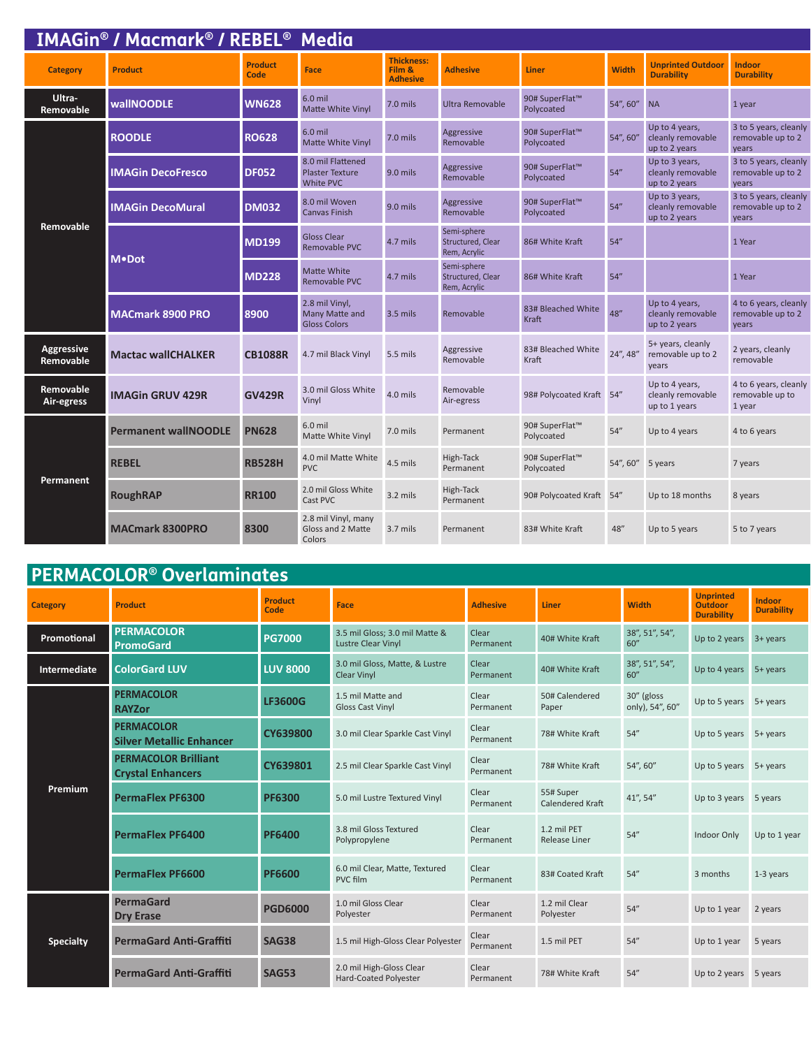## IMAGin® / Macmark® / REBEL® Media

| Category | Product | Product Code | Face | Thickness: Film & Adhesive | Adhesive | Liner | Width | Unprinted Outdoor Durability | Indoor Durability |
|---|---|---|---|---|---|---|---|---|---|
| Ultra-Removable | wallNOODLE | WN628 | 6.0 mil Matte White Vinyl | 7.0 mils | Ultra Removable | 90# SuperFlat™ Polycoated | 54", 60" | NA | 1 year |
| Removable | ROODLE | RO628 | 6.0 mil Matte White Vinyl | 7.0 mils | Aggressive Removable | 90# SuperFlat™ Polycoated | 54", 60" | Up to 4 years, cleanly removable up to 2 years | 3 to 5 years, cleanly removable up to 2 years |
| | IMAGin DecoFresco | DF052 | 8.0 mil Flattened Plaster Texture White PVC | 9.0 mils | Aggressive Removable | 90# SuperFlat™ Polycoated | 54" | Up to 3 years, cleanly removable up to 2 years | 3 to 5 years, cleanly removable up to 2 years |
| | IMAGin DecoMural | DM032 | 8.0 mil Woven Canvas Finish | 9.0 mils | Aggressive Removable | 90# SuperFlat™ Polycoated | 54" | Up to 3 years, cleanly removable up to 2 years | 3 to 5 years, cleanly removable up to 2 years |
| | M•Dot | MD199 | Gloss Clear Removable PVC | 4.7 mils | Semi-sphere Structured, Clear Rem, Acrylic | 86# White Kraft | 54" | | 1 Year |
| | | MD228 | Matte White Removable PVC | 4.7 mils | Semi-sphere Structured, Clear Rem, Acrylic | 86# White Kraft | 54" | | 1 Year |
| | MACmark 8900 PRO | 8900 | 2.8 mil Vinyl, Many Matte and Gloss Colors | 3.5 mils | Removable | 83# Bleached White Kraft | 48" | Up to 4 years, cleanly removable up to 2 years | 4 to 6 years, cleanly removable up to 2 years |
| Aggressive Removable | Mactac wallCHALKER | CB1088R | 4.7 mil Black Vinyl | 5.5 mils | Aggressive Removable | 83# Bleached White Kraft | 24", 48" | 5+ years, cleanly removable up to 2 years | 2 years, cleanly removable |
| Removable Air-egress | IMAGin GRUV 429R | GV429R | 3.0 mil Gloss White Vinyl | 4.0 mils | Removable Air-egress | 98# Polycoated Kraft | 54" | Up to 4 years, cleanly removable up to 1 years | 4 to 6 years, cleanly removable up to 1 year |
| Permanent | Permanent wallNOODLE | PN628 | 6.0 mil Matte White Vinyl | 7.0 mils | Permanent | 90# SuperFlat™ Polycoated | 54" | Up to 4 years | 4 to 6 years |
| | REBEL | RB528H | 4.0 mil Matte White PVC | 4.5 mils | High-Tack Permanent | 90# SuperFlat™ Polycoated | 54", 60" | 5 years | 7 years |
| | RoughRAP | RR100 | 2.0 mil Gloss White Cast PVC | 3.2 mils | High-Tack Permanent | 90# Polycoated Kraft | 54" | Up to 18 months | 8 years |
| | MACmark 8300PRO | 8300 | 2.8 mil Vinyl, many Gloss and 2 Matte Colors | 3.7 mils | Permanent | 83# White Kraft | 48" | Up to 5 years | 5 to 7 years |

## PERMACOLOR® Overlaminates

| Category | Product | Product Code | Face | Adhesive | Liner | Width | Unprinted Outdoor Durability | Indoor Durability |
|---|---|---|---|---|---|---|---|---|
| Promotional | PERMACOLOR PromoGard | PG7000 | 3.5 mil Gloss; 3.0 mil Matte & Lustre Clear Vinyl | Clear Permanent | 40# White Kraft | 38", 51", 54", 60" | Up to 2 years | 3+ years |
| Intermediate | ColorGard LUV | LUV 8000 | 3.0 mil Gloss, Matte, & Lustre Clear Vinyl | Clear Permanent | 40# White Kraft | 38", 51", 54", 60" | Up to 4 years | 5+ years |
| Premium | PERMACOLOR RAYZor | LF3600G | 1.5 mil Matte and Gloss Cast Vinyl | Clear Permanent | 50# Calendered Paper | 30" (gloss only), 54", 60" | Up to 5 years | 5+ years |
| | PERMACOLOR Silver Metallic Enhancer | CY639800 | 3.0 mil Clear Sparkle Cast Vinyl | Clear Permanent | 78# White Kraft | 54" | Up to 5 years | 5+ years |
| | PERMACOLOR Brilliant Crystal Enhancers | CY639801 | 2.5 mil Clear Sparkle Cast Vinyl | Clear Permanent | 78# White Kraft | 54", 60" | Up to 5 years | 5+ years |
| | PermaFlex PF6300 | PF6300 | 5.0 mil Lustre Textured Vinyl | Clear Permanent | 55# Super Calendered Kraft | 41", 54" | Up to 3 years | 5 years |
| | PermaFlex PF6400 | PF6400 | 3.8 mil Gloss Textured Polypropylene | Clear Permanent | 1.2 mil PET Release Liner | 54" | Indoor Only | Up to 1 year |
| | PermaFlex PF6600 | PF6600 | 6.0 mil Clear, Matte, Textured PVC film | Clear Permanent | 83# Coated Kraft | 54" | 3 months | 1-3 years |
| Specialty | PermaGard Dry Erase | PGD6000 | 1.0 mil Gloss Clear Polyester | Clear Permanent | 1.2 mil Clear Polyester | 54" | Up to 1 year | 2 years |
| | PermaGard Anti-Graffiti | SAG38 | 1.5 mil High-Gloss Clear Polyester | Clear Permanent | 1.5 mil PET | 54" | Up to 1 year | 5 years |
| | PermaGard Anti-Graffiti | SAG53 | 2.0 mil High-Gloss Clear Hard-Coated Polyester | Clear Permanent | 78# White Kraft | 54" | Up to 2 years | 5 years |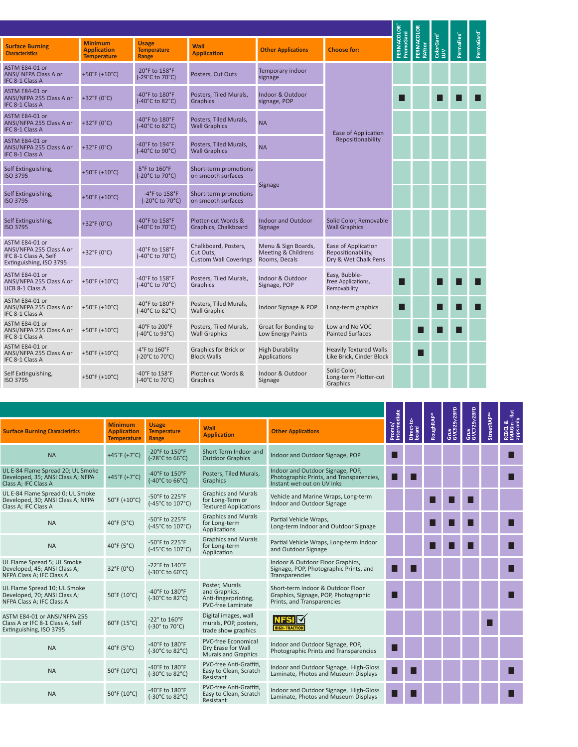| Surface Burning Characteristics | Minimum Application Temperature | Usage Temperature Range | Wall Application | Other Applications | Choose for: | PERMACOLOR® PromoGard | PERMACOLOR RAYzor | ColorGard® LUV | PermaFlex® | PermaGard® |
|---|---|---|---|---|---|---|---|---|---|---|
| ASTM E84-01 or ANSI/ NFPA Class A or IFC 8-1 Class A | +50°F (+10°C) | -20°F to 158°F (-29°C to 70°C) | Posters, Cut Outs | Temporary indoor signage | Ease of Application Repositionability | | | | | |
| ASTM E84-01 or ANSI/NFPA 255 Class A or IFC 8-1 Class A | +32°F (0°C) | -40°F to 180°F (-40°C to 82°C) | Posters, Tiled Murals, Graphics | Indoor & Outdoor signage, POP | | ■ | | ■ | ■ | ■ |
| ASTM E84-01 or ANSI/NFPA 255 Class A or IFC 8-1 Class A | +32°F (0°C) | -40°F to 180°F (-40°C to 82°C) | Posters, Tiled Murals, Wall Graphics | NA | | | | | | |
| ASTM E84-01 or ANSI/NFPA 255 Class A or IFC 8-1 Class A | +32°F (0°C) | -40°F to 194°F (-40°C to 90°C) | Posters, Tiled Murals, Wall Graphics | NA | | | | | | |
| Self Extinguishing, ISO 3795 | +50°F (+10°C) | -5°F to 160°F (-20°C to 70°C) | Short-term promotions on smooth surfaces | Signage | | | | | | |
| Self Extinguishing, ISO 3795 | +50°F (+10°C) | -4°F to 158°F (-20°C to 70°C) | Short-term promotions on smooth surfaces | | | | | | | |
| Self Extinguishing, ISO 3795 | +32°F (0°C) | -40°F to 158°F (-40°C to 70°C) | Plotter-cut Words & Graphics, Chalkboard | Indoor and Outdoor Signage | Solid Color, Removable Wall Graphics | | | | | |
| ASTM E84-01 or ANSI/NFPA 255 Class A or IFC 8-1 Class A, Self Extinguishing, ISO 3795 | +32°F (0°C) | -40°F to 158°F (-40°C to 70°C) | Chalkboard, Posters, Cut Outs, Custom Wall Coverings | Menu & Sign Boards, Meeting & Childrens Rooms, Decals | Ease of Application Repositionability, Dry & Wet Chalk Pens | | | | | |
| ASTM E84-01 or ANSI/NFPA 255 Class A or UCB 8-1 Class A | +50°F (+10°C) | -40°F to 158°F (-40°C to 70°C) | Posters, Tiled Murals, Graphics | Indoor & Outdoor Signage, POP | Easy, Bubble-free Applications, Removability | ■ | | ■ | ■ | ■ |
| ASTM E84-01 or ANSI/NFPA 255 Class A or IFC 8-1 Class A | +50°F (+10°C) | -40°F to 180°F (-40°C to 82°C) | Posters, Tiled Murals, Wall Graphic | Indoor Signage & POP | Long-term graphics | ■ | | ■ | ■ | ■ |
| ASTM E84-01 or ANSI/NFPA 255 Class A or IFC 8-1 Class A | +50°F (+10°C) | -40°F to 200°F (-40°C to 93°C) | Posters, Tiled Murals, Wall Graphics | Great for Bonding to Low Energy Paints | Low and No VOC Painted Surfaces | | ■ | ■ | ■ | |
| ASTM E84-01 or ANSI/NFPA 255 Class A or IFC 8-1 Class A | +50°F (+10°C) | -4°F to 160°F (-20°C to 70°C) | Graphics for Brick or Block Walls | High Durability Applications | Heavily Textured Walls Like Brick, Cinder Block | | ■ | | | |
| Self Extinguishing, ISO 3795 | +50°F (+10°C) | -40°F to 158°F (-40°C to 70°C) | Plotter-cut Words & Graphics | Indoor & Outdoor Signage | Solid Color, Long-term Plotter-cut Graphics | | | | | |

| Surface Burning Characteristics | Minimum Application Temperature | Usage Temperature Range | Wall Application | Other Applications | Promo/ Intermediate | Direct-to-board | RoughRAP® | Gruv GVC929v2BFD | Gruv GVC729v2BFD | StreetRAP™ | REBEL & IMAGin - flat apps only |
|---|---|---|---|---|---|---|---|---|---|---|---|
| NA | +45°F (+7°C) | -20°F to 150°F (-28°C to 66°C) | Short Term Indoor and Outdoor Graphics | Indoor and Outdoor Signage, POP | ■ | | | | | | ■ |
| UL E-84 Flame Spread 20; UL Smoke Developed, 35; ANSI Class A; NFPA Class A; IFC Class A | +45°F (+7°C) | -40°F to 150°F (-40°C to 66°C) | Posters, Tiled Murals, Graphics | Indoor and Outdoor Signage, POP, Photographic Prints, and Transparencies, Instant wet-out on UV inks | ■ | ■ | | | | | ■ |
| UL E-84 Flame Spread 0; UL Smoke Developed, 30; ANSI Class A; NFPA Class A; IFC Class A | 50°F (+10°C) | -50°F to 225°F (-45°C to 107°C) | Graphics and Murals for Long-Term or Textured Applications | Vehicle and Marine Wraps, Long-term Indoor and Outdoor Signage | | | ■ | ■ | ■ | | |
| NA | 40°F (5°C) | -50°F to 225°F (-45°C to 107°C) | Graphics and Murals for Long-term Applications | Partial Vehicle Wraps, Long-term Indoor and Outdoor Signage | | | ■ | ■ | ■ | | ■ |
| NA | 40°F (5°C) | -50°F to 225°F (-45°C to 107°C) | Graphics and Murals for Long-term Application | Partial Vehicle Wraps, Long-term Indoor and Outdoor Signage | | | ■ | ■ | ■ | | ■ |
| UL Flame Spread 5; UL Smoke Developed, 45; ANSI Class A; NFPA Class A; IFC Class A | 32°F (0°C) | -22°F to 140°F (-30°C to 60°C) | | Indoor & Outdoor Floor Graphics, Signage, POP, Photographic Prints, and Transparencies | ■ | ■ | | | | | ■ |
| UL Flame Spread 10; UL Smoke Developed, 70; ANSI Class A; NFPA Class A; IFC Class A | 50°F (10°C) | -40°F to 180°F (-30°C to 82°C) | Poster, Murals and Graphics, Anti-fingerprinting, PVC-free Laminate | Short-term Indoor & Outdoor Floor Graphics, Signage, POP, Photographic Prints, and Transparencies | ■ | | | | | | ■ |
| ASTM E84-01 or ANSI/NFPA 255 Class A or IFC 8-1 Class A, Self Extinguishing, ISO 3795 | 60°F (15°C) | -22° to 160°F (-30° to 70°C) | Digital images, wall murals, POP, posters, trade show graphics | NFSI HIGH-TRACTION | | | | | | ■ | |
| NA | 40°F (5°C) | -40°F to 180°F (-30°C to 82°C) | PVC-free Economical Dry Erase for Wall Murals and Graphics | Indoor and Outdoor Signage, POP, Photographic Prints and Transparencies | ■ | | | | | | |
| NA | 50°F (10°C) | -40°F to 180°F (-30°C to 82°C) | PVC-free Anti-Graffiti, Easy to Clean, Scratch Resistant | Indoor and Outdoor Signage, High-Gloss Laminate, Photos and Museum Displays | ■ | ■ | | | | | ■ |
| NA | 50°F (10°C) | -40°F to 180°F (-30°C to 82°C) | PVC-free Anti-Graffiti, Easy to Clean, Scratch Resistant | Indoor and Outdoor Signage, High-Gloss Laminate, Photos and Museum Displays | ■ | ■ | | | | | ■ |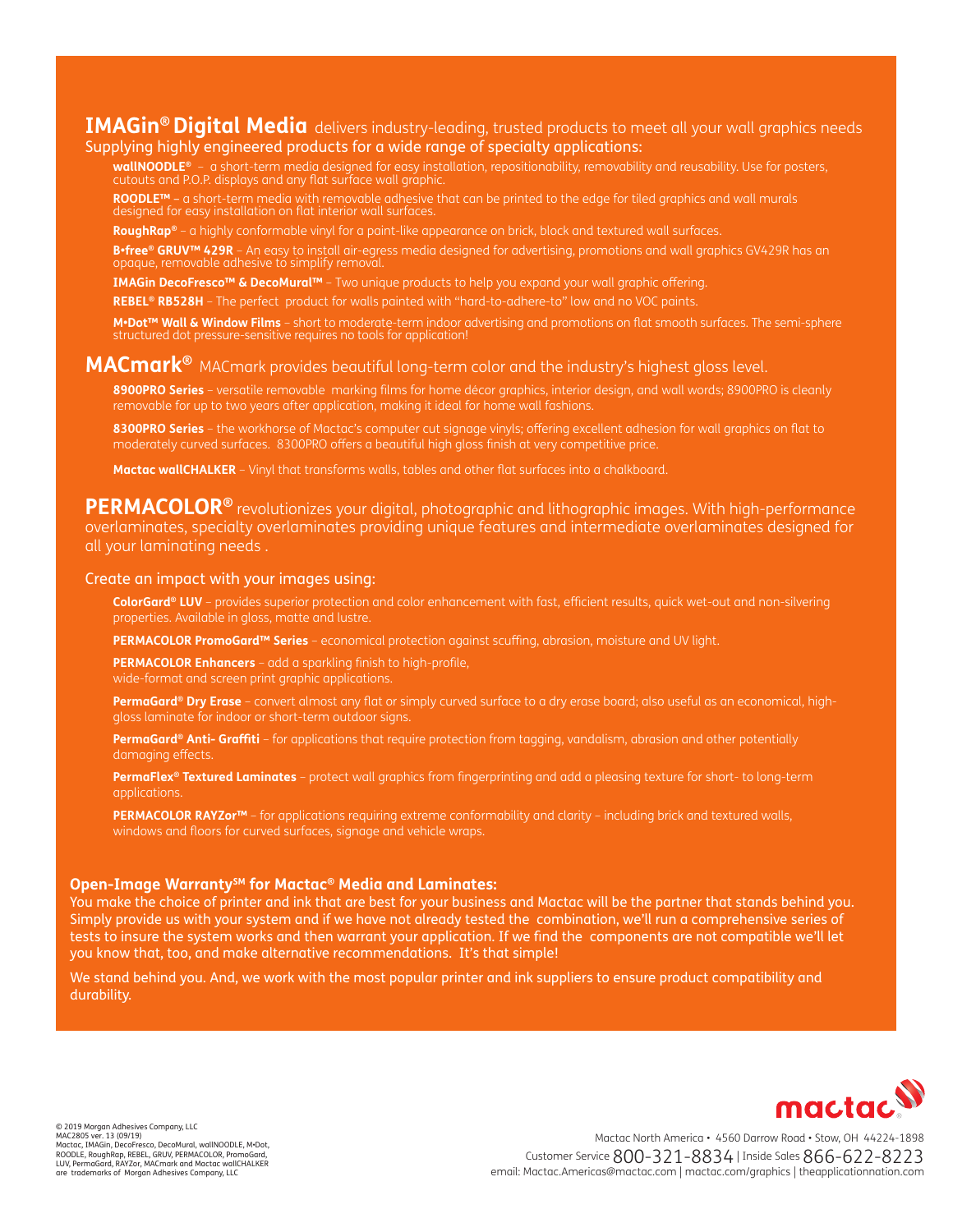## IMAGin® Digital Media delivers industry-leading, trusted products to meet all your wall graphics needs

Supplying highly engineered products for a wide range of specialty applications:

**wallNOODLE®** – a short-term media designed for easy installation, repositionability, removability and reusability. Use for posters, cutouts and P.O.P. displays and any flat surface wall graphic.

**ROODLE™** – a short-term media with removable adhesive that can be printed to the edge for tiled graphics and wall murals designed for easy installation on flat interior wall surfaces.

**RoughRap®** – a highly conformable vinyl for a paint-like appearance on brick, block and textured wall surfaces.

**B•free® GRUV™ 429R** – An easy to install air-egress media designed for advertising, promotions and wall graphics GV429R has an opaque, removable adhesive to simplify removal.

**IMAGin DecoFresco™ & DecoMural™** – Two unique products to help you expand your wall graphic offering.

**REBEL® RB528H** – The perfect product for walls painted with "hard-to-adhere-to" low and no VOC paints.

**M•Dot™ Wall & Window Films** – short to moderate-term indoor advertising and promotions on flat smooth surfaces. The semi-sphere structured dot pressure-sensitive requires no tools for application!

## MACmark® MACmark provides beautiful long-term color and the industry's highest gloss level.

**8900PRO Series** – versatile removable marking films for home décor graphics, interior design, and wall words; 8900PRO is cleanly removable for up to two years after application, making it ideal for home wall fashions.

**8300PRO Series** – the workhorse of Mactac's computer cut signage vinyls; offering excellent adhesion for wall graphics on flat to moderately curved surfaces. 8300PRO offers a beautiful high gloss finish at very competitive price.

**Mactac wallCHALKER** – Vinyl that transforms walls, tables and other flat surfaces into a chalkboard.

## PERMACOLOR® revolutionizes your digital, photographic and lithographic images. With high-performance overlaminates, specialty overlaminates providing unique features and intermediate overlaminates designed for all your laminating needs .

Create an impact with your images using:

**ColorGard® LUV** – provides superior protection and color enhancement with fast, efficient results, quick wet-out and non-silvering properties. Available in gloss, matte and lustre.

**PERMACOLOR PromoGard™ Series** – economical protection against scuffing, abrasion, moisture and UV light.

**PERMACOLOR Enhancers** – add a sparkling finish to high-profile, wide-format and screen print graphic applications.

**PermaGard® Dry Erase** – convert almost any flat or simply curved surface to a dry erase board; also useful as an economical, high-gloss laminate for indoor or short-term outdoor signs.

**PermaGard® Anti- Graffiti** – for applications that require protection from tagging, vandalism, abrasion and other potentially damaging effects.

**PermaFlex® Textured Laminates** – protect wall graphics from fingerprinting and add a pleasing texture for short- to long-term applications.

**PERMACOLOR RAYZor™** – for applications requiring extreme conformability and clarity – including brick and textured walls, windows and floors for curved surfaces, signage and vehicle wraps.

### Open-Image Warranty℠ for Mactac® Media and Laminates:

You make the choice of printer and ink that are best for your business and Mactac will be the partner that stands behind you. Simply provide us with your system and if we have not already tested the combination, we'll run a comprehensive series of tests to insure the system works and then warrant your application. If we find the components are not compatible we'll let you know that, too, and make alternative recommendations. It's that simple!

We stand behind you. And, we work with the most popular printer and ink suppliers to ensure product compatibility and durability.

© 2019 Morgan Adhesives Company, LLC
MAC2805 ver. 13 (09/19)
Mactac, IMAGin, DecoFresco, DecoMural, wallNOODLE, M•Dot, ROODLE, RoughRap, REBEL, GRUV, PERMACOLOR, PromoGard, LUV, PermaGard, RAYZor, MACmark and Mactac wallCHALKER are trademarks of Morgan Adhesives Company, LLC

mactac

Mactac North America • 4560 Darrow Road • Stow, OH 44224-1898
Customer Service 800-321-8834 | Inside Sales 866-622-8223
email: Mactac.Americas@mactac.com | mactac.com/graphics | theapplicationnation.com